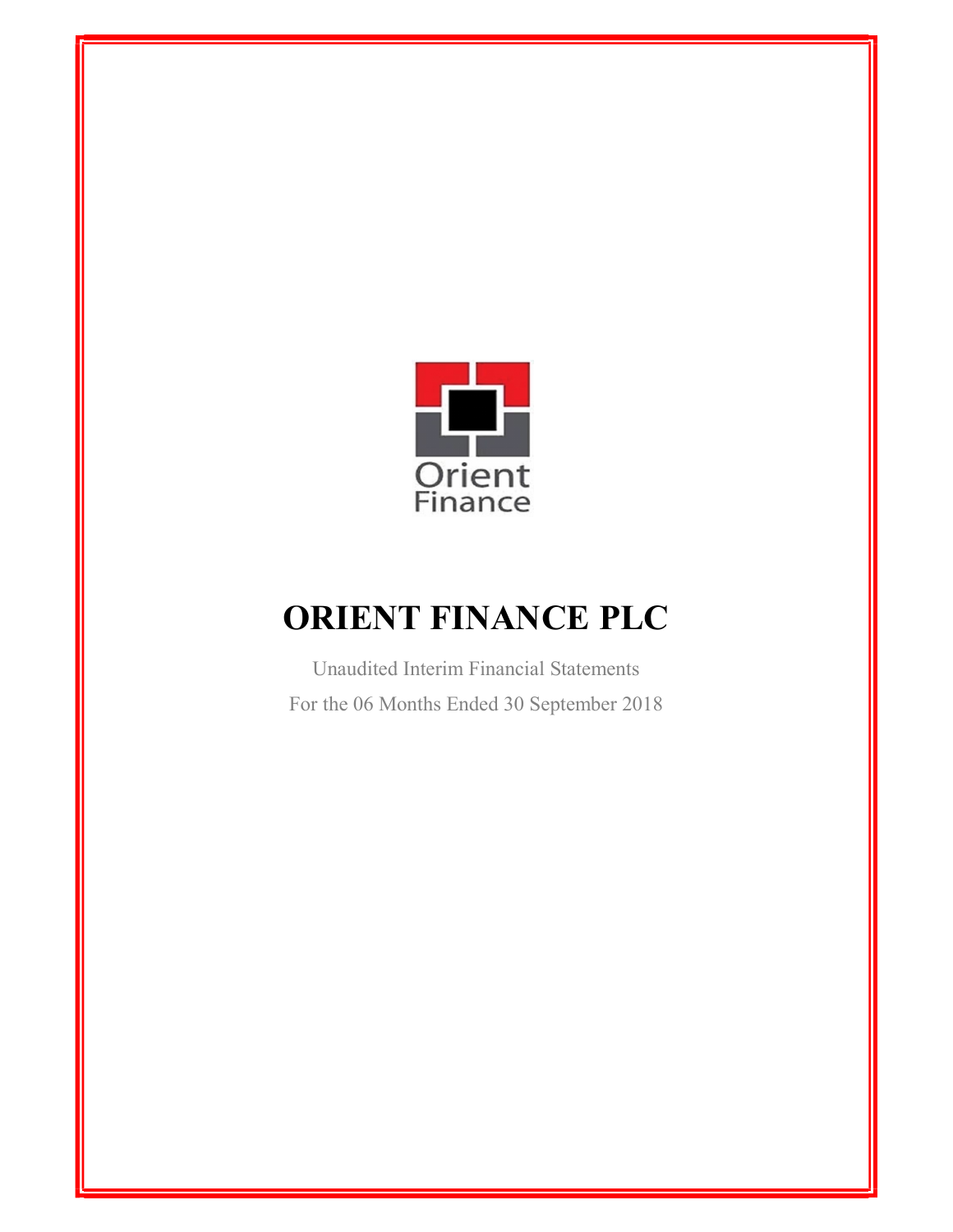Orient Finance

# ORIENT FINANCE PLC

Unaudited Interim Financial Statements

For the 06 Months Ended 30 September 2018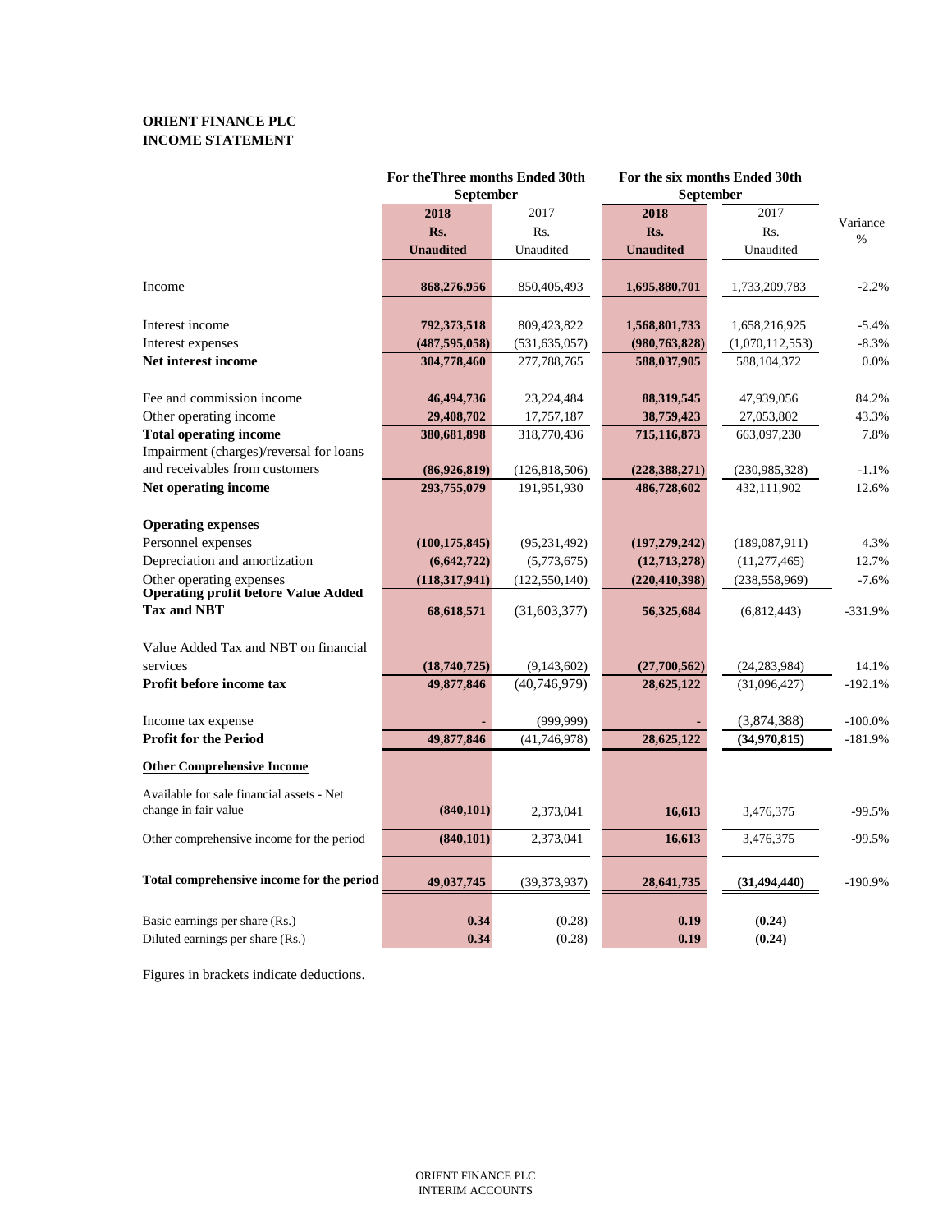**ORIENT FINANCE PLC**

**INCOME STATEMENT**

| | For theThree months Ended 30th September | | For the six months Ended 30th September | | |
|---|---|---|---|---|---|
| | **2018** | 2017 | **2018** | 2017 | Variance |
| | **Rs.** | Rs. | **Rs.** | Rs. | % |
| | **Unaudited** | Unaudited | **Unaudited** | Unaudited | |
| Income | **868,276,956** | 850,405,493 | **1,695,880,701** | 1,733,209,783 | -2.2% |
| Interest income | **792,373,518** | 809,423,822 | **1,568,801,733** | 1,658,216,925 | -5.4% |
| Interest expenses | **(487,595,058)** | (531,635,057) | **(980,763,828)** | (1,070,112,553) | -8.3% |
| **Net interest income** | **304,778,460** | 277,788,765 | **588,037,905** | 588,104,372 | 0.0% |
| Fee and commission income | **46,494,736** | 23,224,484 | **88,319,545** | 47,939,056 | 84.2% |
| Other operating income | **29,408,702** | 17,757,187 | **38,759,423** | 27,053,802 | 43.3% |
| **Total operating income** | **380,681,898** | 318,770,436 | **715,116,873** | 663,097,230 | 7.8% |
| Impairment (charges)/reversal for loans and receivables from customers | **(86,926,819)** | (126,818,506) | **(228,388,271)** | (230,985,328) | -1.1% |
| **Net operating income** | **293,755,079** | 191,951,930 | **486,728,602** | 432,111,902 | 12.6% |
| **Operating expenses** | | | | | |
| Personnel expenses | **(100,175,845)** | (95,231,492) | **(197,279,242)** | (189,087,911) | 4.3% |
| Depreciation and amortization | **(6,642,722)** | (5,773,675) | **(12,713,278)** | (11,277,465) | 12.7% |
| Other operating expenses | **(118,317,941)** | (122,550,140) | **(220,410,398)** | (238,558,969) | -7.6% |
| **Operating profit before Value Added Tax and NBT** | **68,618,571** | (31,603,377) | **56,325,684** | (6,812,443) | -331.9% |
| Value Added Tax and NBT on financial services | **(18,740,725)** | (9,143,602) | **(27,700,562)** | (24,283,984) | 14.1% |
| **Profit before income tax** | **49,877,846** | (40,746,979) | **28,625,122** | (31,096,427) | -192.1% |
| Income tax expense | **-** | (999,999) | **-** | (3,874,388) | -100.0% |
| **Profit for the Period** | **49,877,846** | (41,746,978) | **28,625,122** | **(34,970,815)** | -181.9% |
| **Other Comprehensive Income** | | | | | |
| Available for sale financial assets - Net change in fair value | **(840,101)** | 2,373,041 | **16,613** | 3,476,375 | -99.5% |
| Other comprehensive income for the period | **(840,101)** | 2,373,041 | **16,613** | 3,476,375 | -99.5% |
| **Total comprehensive income for the period** | **49,037,745** | (39,373,937) | **28,641,735** | **(31,494,440)** | -190.9% |
| Basic earnings per share (Rs.) | **0.34** | (0.28) | **0.19** | **(0.24)** | |
| Diluted earnings per share (Rs.) | **0.34** | (0.28) | **0.19** | **(0.24)** | |

Figures in brackets indicate deductions.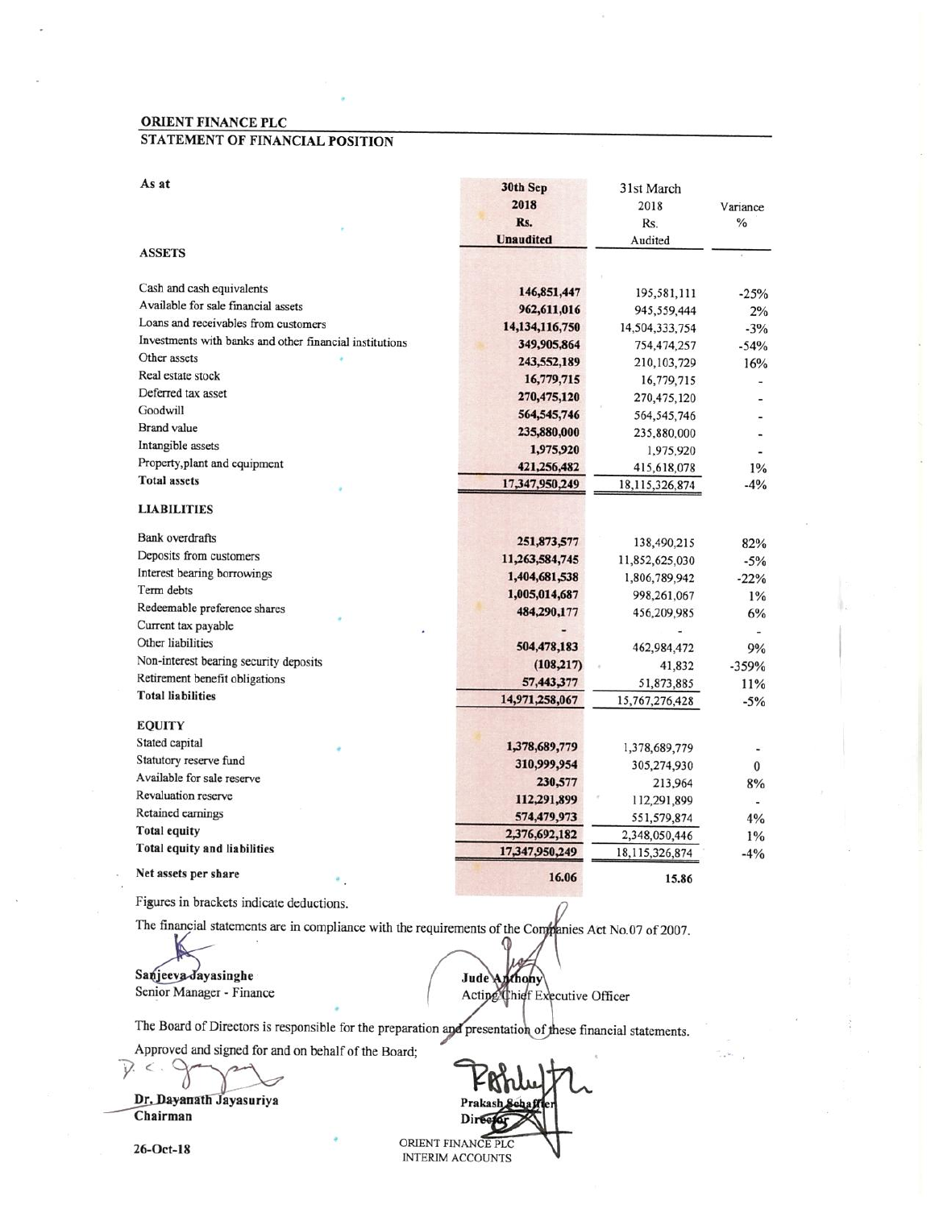**ORIENT FINANCE PLC**

**STATEMENT OF FINANCIAL POSITION**

| As at | 30th Sep 2018 Rs. Unaudited | 31st March 2018 Rs. Audited | Variance % |
|---|---|---|---|
| **ASSETS** | | | |
| Cash and cash equivalents | 146,851,447 | 195,581,111 | -25% |
| Available for sale financial assets | 962,611,016 | 945,559,444 | 2% |
| Loans and receivables from customers | 14,134,116,750 | 14,504,333,754 | -3% |
| Investments with banks and other financial institutions | 349,905,864 | 754,474,257 | -54% |
| Other assets | 243,552,189 | 210,103,729 | 16% |
| Real estate stock | 16,779,715 | 16,779,715 | - |
| Deferred tax asset | 270,475,120 | 270,475,120 | - |
| Goodwill | 564,545,746 | 564,545,746 | - |
| Brand value | 235,880,000 | 235,880,000 | - |
| Intangible assets | 1,975,920 | 1,975,920 | - |
| Property,plant and equipment | 421,256,482 | 415,618,078 | 1% |
| **Total assets** | 17,347,950,249 | 18,115,326,874 | -4% |
| **LIABILITIES** | | | |
| Bank overdrafts | 251,873,577 | 138,490,215 | 82% |
| Deposits from customers | 11,263,584,745 | 11,852,625,030 | -5% |
| Interest bearing borrowings | 1,404,681,538 | 1,806,789,942 | -22% |
| Term debts | 1,005,014,687 | 998,261,067 | 1% |
| Redeemable preference shares | 484,290,177 | 456,209,985 | 6% |
| Current tax payable | - | - | - |
| Other liabilities | 504,478,183 | 462,984,472 | 9% |
| Non-interest bearing security deposits | (108,217) | 41,832 | -359% |
| Retirement benefit obligations | 57,443,377 | 51,873,885 | 11% |
| **Total liabilities** | 14,971,258,067 | 15,767,276,428 | -5% |
| **EQUITY** | | | |
| Stated capital | 1,378,689,779 | 1,378,689,779 | - |
| Statutory reserve fund | 310,999,954 | 305,274,930 | 0 |
| Available for sale reserve | 230,577 | 213,964 | 8% |
| Revaluation reserve | 112,291,899 | 112,291,899 | - |
| Retained earnings | 574,479,973 | 551,579,874 | 4% |
| **Total equity** | 2,376,692,182 | 2,348,050,446 | 1% |
| **Total equity and liabilities** | 17,347,950,249 | 18,115,326,874 | -4% |
| **Net assets per share** | 16.06 | 15.86 | |

Figures in brackets indicate deductions.

The financial statements are in compliance with the requirements of the Companies Act No.07 of 2007.

**Sanjeeva Jayasinghe**
Senior Manager - Finance

**Jude Anthony**
Acting Chief Executive Officer

The Board of Directors is responsible for the preparation and presentation of these financial statements.

Approved and signed for and on behalf of the Board;

**Dr. Dayanath Jayasuriya**
**Chairman**

**Prakash Schaffter**
**Director**

**26-Oct-18**

ORIENT FINANCE PLC
INTERIM ACCOUNTS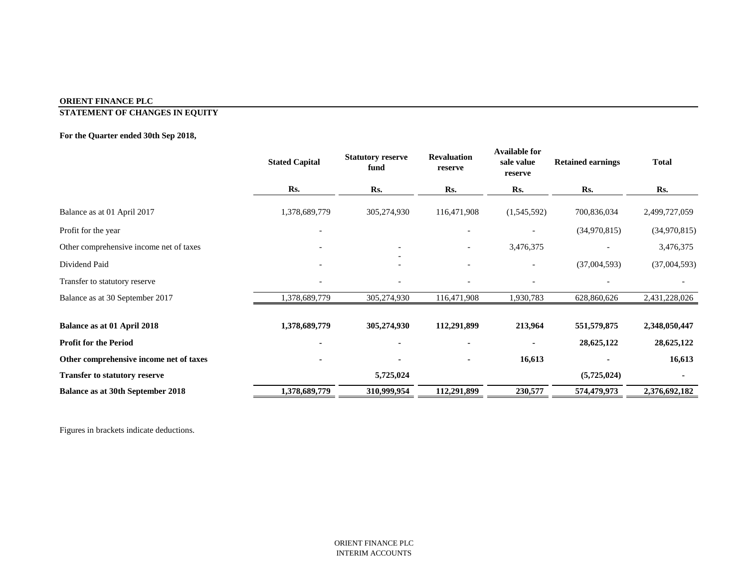**ORIENT FINANCE PLC**

**STATEMENT OF CHANGES IN EQUITY**

**For the Quarter ended 30th Sep 2018,**

| | Stated Capital | Statutory reserve fund | Revaluation reserve | Available for sale value reserve | Retained earnings | Total |
|---|---|---|---|---|---|---|
| | Rs. | Rs. | Rs. | Rs. | Rs. | Rs. |
| Balance as at 01 April 2017 | 1,378,689,779 | 305,274,930 | 116,471,908 | (1,545,592) | 700,836,034 | 2,499,727,059 |
| Profit for the year | - | | - | - | (34,970,815) | (34,970,815) |
| Other comprehensive income net of taxes | - | - | - | 3,476,375 | - | 3,476,375 |
| Dividend Paid | - | - | - | - | (37,004,593) | (37,004,593) |
| Transfer to statutory reserve | - | - | - | - | - | - |
| Balance as at 30 September 2017 | 1,378,689,779 | 305,274,930 | 116,471,908 | 1,930,783 | 628,860,626 | 2,431,228,026 |
| **Balance as at 01 April 2018** | **1,378,689,779** | **305,274,930** | **112,291,899** | **213,964** | **551,579,875** | **2,348,050,447** |
| **Profit for the Period** | **-** | **-** | **-** | **-** | **28,625,122** | **28,625,122** |
| **Other comprehensive income net of taxes** | **-** | **-** | **-** | **16,613** | **-** | **16,613** |
| **Transfer to statutory reserve** | | **5,725,024** | | | **(5,725,024)** | **-** |
| **Balance as at 30th September 2018** | **1,378,689,779** | **310,999,954** | **112,291,899** | **230,577** | **574,479,973** | **2,376,692,182** |

Figures in brackets indicate deductions.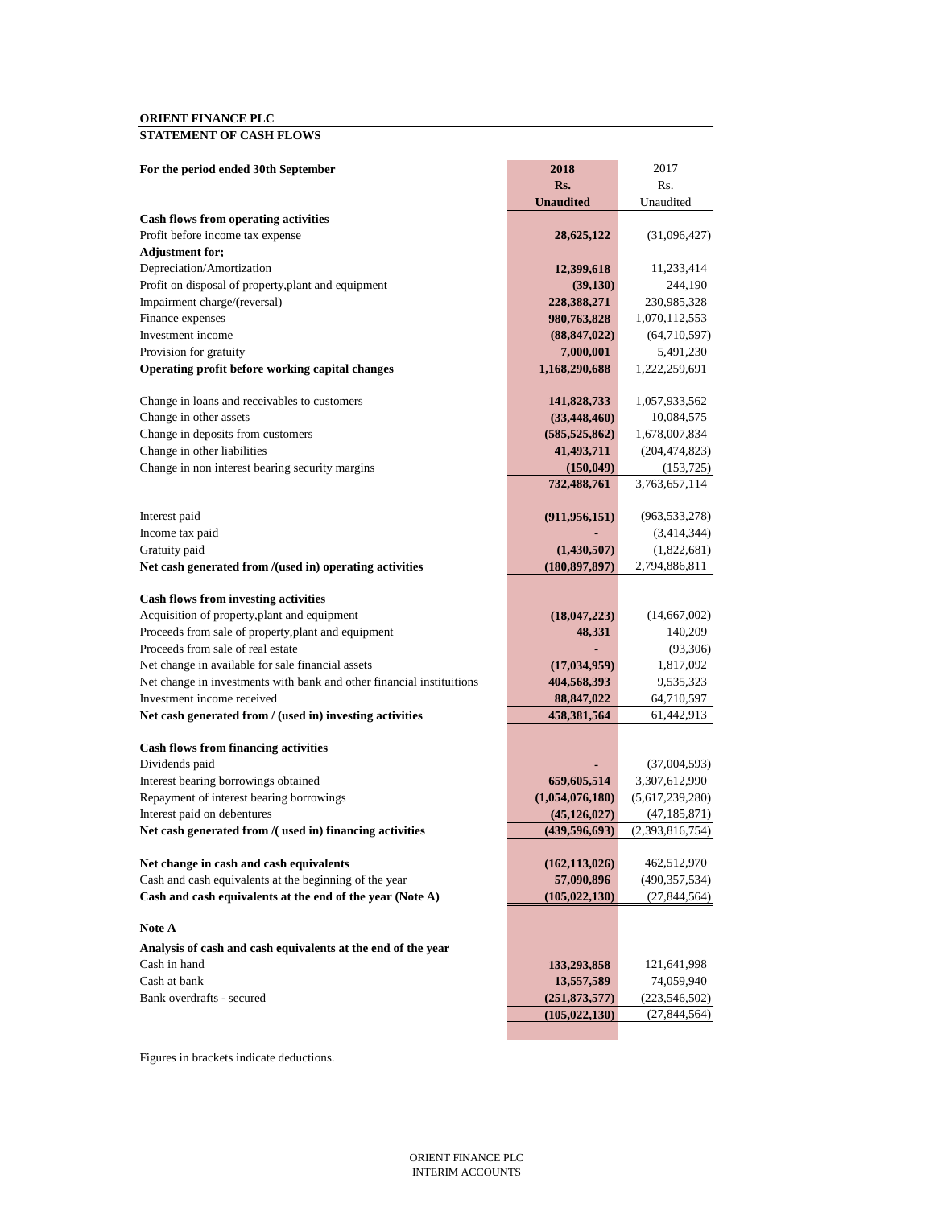**ORIENT FINANCE PLC**

**STATEMENT OF CASH FLOWS**

| For the period ended 30th September | 2018 Rs. Unaudited | 2017 Rs. Unaudited |
|---|---|---|
| **Cash flows from operating activities** | | |
| Profit before income tax expense | **28,625,122** | (31,096,427) |
| **Adjustment for;** | | |
| Depreciation/Amortization | **12,399,618** | 11,233,414 |
| Profit on disposal of property,plant and equipment | **(39,130)** | 244,190 |
| Impairment charge/(reversal) | **228,388,271** | 230,985,328 |
| Finance expenses | **980,763,828** | 1,070,112,553 |
| Investment income | **(88,847,022)** | (64,710,597) |
| Provision for gratuity | **7,000,001** | 5,491,230 |
| **Operating profit before working capital changes** | **1,168,290,688** | 1,222,259,691 |
| | | |
| Change in loans and receivables to customers | **141,828,733** | 1,057,933,562 |
| Change in other assets | **(33,448,460)** | 10,084,575 |
| Change in deposits from customers | **(585,525,862)** | 1,678,007,834 |
| Change in other liabilities | **41,493,711** | (204,474,823) |
| Change in non interest bearing security margins | **(150,049)** | (153,725) |
| | **732,488,761** | 3,763,657,114 |
| | | |
| Interest paid | **(911,956,151)** | (963,533,278) |
| Income tax paid | **-** | (3,414,344) |
| Gratuity paid | **(1,430,507)** | (1,822,681) |
| **Net cash generated from /(used in) operating activities** | **(180,897,897)** | 2,794,886,811 |
| | | |
| **Cash flows from investing activities** | | |
| Acquisition of property,plant and equipment | **(18,047,223)** | (14,667,002) |
| Proceeds from sale of property,plant and equipment | **48,331** | 140,209 |
| Proceeds from sale of real estate | **-** | (93,306) |
| Net change in available for sale financial assets | **(17,034,959)** | 1,817,092 |
| Net change in investments with bank and other financial instituitions | **404,568,393** | 9,535,323 |
| Investment income received | **88,847,022** | 64,710,597 |
| **Net cash generated from / (used in) investing activities** | **458,381,564** | 61,442,913 |
| | | |
| **Cash flows from financing activities** | | |
| Dividends paid | **-** | (37,004,593) |
| Interest bearing borrowings obtained | **659,605,514** | 3,307,612,990 |
| Repayment of interest bearing borrowings | **(1,054,076,180)** | (5,617,239,280) |
| Interest paid on debentures | **(45,126,027)** | (47,185,871) |
| **Net cash generated from /( used in) financing activities** | **(439,596,693)** | (2,393,816,754) |
| | | |
| **Net change in cash and cash equivalents** | **(162,113,026)** | 462,512,970 |
| Cash and cash equivalents at the beginning of the year | **57,090,896** | (490,357,534) |
| **Cash and cash equivalents at the end of the year (Note A)** | **(105,022,130)** | (27,844,564) |
| | | |
| **Note A** | | |
| **Analysis of cash and cash equivalents at the end of the year** | | |
| Cash in hand | **133,293,858** | 121,641,998 |
| Cash at bank | **13,557,589** | 74,059,940 |
| Bank overdrafts - secured | **(251,873,577)** | (223,546,502) |
| | **(105,022,130)** | (27,844,564) |

Figures in brackets indicate deductions.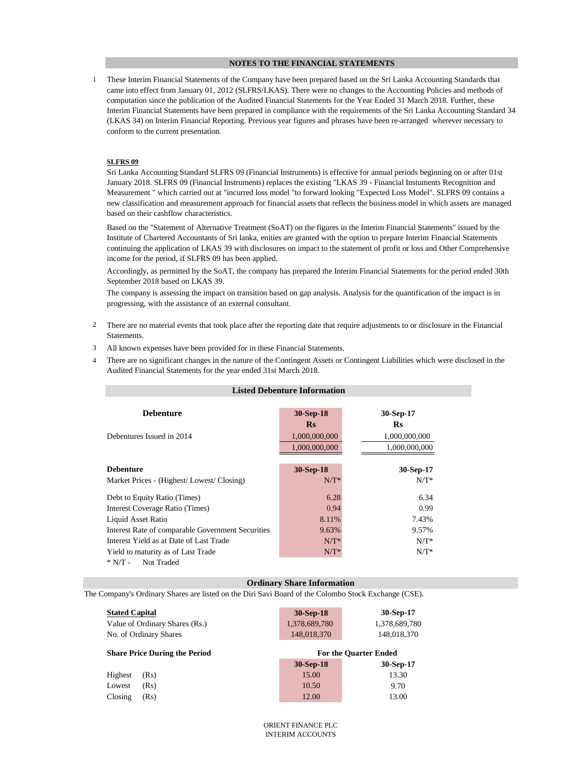## NOTES TO THE FINANCIAL STATEMENTS

1. These Interim Financial Statements of the Company have been prepared based on the Sri Lanka Accounting Standards that came into effect from January 01, 2012 (SLFRS/LKAS). There were no changes to the Accounting Policies and methods of computation since the publication of the Audited Financial Statements for the Year Ended 31 March 2018. Further, these Interim Financial Statements have been prepared in compliance with the requirements of the Sri Lanka Accounting Standard 34 (LKAS 34) on Interim Financial Reporting. Previous year figures and phrases have been re-arranged wherever necessary to conform to the current presentation.

**SLFRS 09**

Sri Lanka Accounting Standard SLFRS 09 (Financial Instruments) is effective for annual periods beginning on or after 01st January 2018. SLFRS 09 (Financial Instruments) replaces the existing "LKAS 39 - Financial Instuments Recognition and Measurement " which carried out at "incurred loss model "to forward looking "Expected Loss Model". SLFRS 09 contains a new classification and measurement approach for financial assets that reflects the business model in which assets are managed based on their cashflow characteristics.

Based on the "Statement of Alternative Treatment (SoAT) on the figures in the Interim Financial Statements" issued by the Institute of Chartered Accountants of Sri lanka, enities are granted with the option to prepare Interim Financial Statements continuing the application of LKAS 39 with disclosures on impact to the statement of profit or loss and Other Comprehensive income for the period, if SLFRS 09 has been applied.

Accordingly, as permitted by the SoAT, the company has prepared the Interim Financial Statements for the period ended 30th September 2018 based on LKAS 39.

The company is assessing the impact on transition based on gap analysis. Analysis for the quantification of the impact is in progressing, with the assistance of an external consultant.

2. There are no material events that took place after the reporting date that require adjustments to or disclosure in the Financial Statements.

3. All known expenses have been provided for in these Financial Statements.

4. There are no significant changes in the nature of the Contingent Assets or Contingent Liabilities which were disclosed in the Audited Financial Statements for the year ended 31st March 2018.

## Listed Debenture Information

| Debenture | 30-Sep-18<br>Rs | 30-Sep-17<br>Rs |
|---|---|---|
| Debentures Issued in 2014 | 1,000,000,000 | 1,000,000,000 |
| | 1,000,000,000 | 1,000,000,000 |

| Debenture | 30-Sep-18 | 30-Sep-17 |
|---|---|---|
| Market Prices - (Highest/ Lowest/ Closing) | N/T* | N/T* |
| Debt to Equity Ratio (Times) | 6.28 | 6.34 |
| Interest Coverage Ratio (Times) | 0.94 | 0.99 |
| Liquid Asset Ratio | 8.11% | 7.43% |
| Interest Rate of comparable Government Securities | 9.63% | 9.57% |
| Interest Yield as at Date of Last Trade | N/T* | N/T* |
| Yield to maturity as of Last Trade | N/T* | N/T* |

* N/T - Not Traded

## Ordinary Share Information

The Company's Ordinary Shares are listed on the Diri Savi Board of the Colombo Stock Exchange (CSE).

| Stated Capital | 30-Sep-18 | 30-Sep-17 |
|---|---|---|
| Value of Ordinary Shares (Rs.) | 1,378,689,780 | 1,378,689,780 |
| No. of Ordinary Shares | 148,018,370 | 148,018,370 |

| Share Price During the Period | For the Quarter Ended | |
|---|---|---|
| | 30-Sep-18 | 30-Sep-17 |
| Highest (Rs) | 15.00 | 13.30 |
| Lowest (Rs) | 10.50 | 9.70 |
| Closing (Rs) | 12.00 | 13.00 |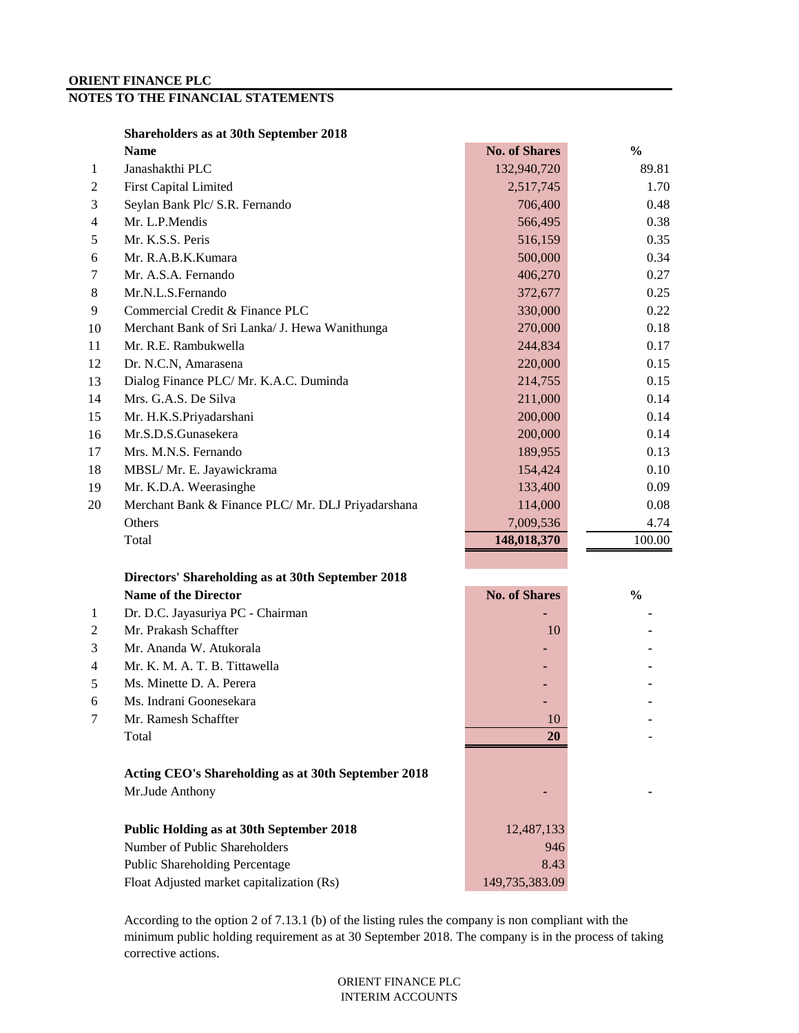**ORIENT FINANCE PLC**

**NOTES TO THE FINANCIAL STATEMENTS**

**Shareholders as at 30th September 2018**

| | Name | No. of Shares | % |
|---|---|---|---|
| 1 | Janashakthi PLC | 132,940,720 | 89.81 |
| 2 | First Capital Limited | 2,517,745 | 1.70 |
| 3 | Seylan Bank Plc/ S.R. Fernando | 706,400 | 0.48 |
| 4 | Mr. L.P.Mendis | 566,495 | 0.38 |
| 5 | Mr. K.S.S. Peris | 516,159 | 0.35 |
| 6 | Mr. R.A.B.K.Kumara | 500,000 | 0.34 |
| 7 | Mr. A.S.A. Fernando | 406,270 | 0.27 |
| 8 | Mr.N.L.S.Fernando | 372,677 | 0.25 |
| 9 | Commercial Credit & Finance PLC | 330,000 | 0.22 |
| 10 | Merchant Bank of Sri Lanka/ J. Hewa Wanithunga | 270,000 | 0.18 |
| 11 | Mr. R.E. Rambukwella | 244,834 | 0.17 |
| 12 | Dr. N.C.N, Amarasena | 220,000 | 0.15 |
| 13 | Dialog Finance PLC/ Mr. K.A.C. Duminda | 214,755 | 0.15 |
| 14 | Mrs. G.A.S. De Silva | 211,000 | 0.14 |
| 15 | Mr. H.K.S.Priyadarshani | 200,000 | 0.14 |
| 16 | Mr.S.D.S.Gunasekera | 200,000 | 0.14 |
| 17 | Mrs. M.N.S. Fernando | 189,955 | 0.13 |
| 18 | MBSL/ Mr. E. Jayawickrama | 154,424 | 0.10 |
| 19 | Mr. K.D.A. Weerasinghe | 133,400 | 0.09 |
| 20 | Merchant Bank & Finance PLC/ Mr. DLJ Priyadarshana | 114,000 | 0.08 |
| | Others | 7,009,536 | 4.74 |
| | Total | **148,018,370** | 100.00 |

**Directors' Shareholding as at 30th September 2018**

| | Name of the Director | No. of Shares | % |
|---|---|---|---|
| 1 | Dr. D.C. Jayasuriya PC - Chairman | - | - |
| 2 | Mr. Prakash Schaffter | 10 | - |
| 3 | Mr. Ananda W. Atukorala | - | - |
| 4 | Mr. K. M. A. T. B. Tittawella | - | - |
| 5 | Ms. Minette D. A. Perera | - | - |
| 6 | Ms. Indrani Goonesekara | - | - |
| 7 | Mr. Ramesh Schaffter | 10 | - |
| | Total | **20** | - |

**Acting CEO's Shareholding as at 30th September 2018**

| | | |
|---|---|---|
| Mr.Jude Anthony | - | - |

| **Public Holding as at 30th September 2018** | 12,487,133 |
|---|---|
| Number of Public Shareholders | 946 |
| Public Shareholding Percentage | 8.43 |
| Float Adjusted market capitalization (Rs) | 149,735,383.09 |

According to the option 2 of 7.13.1 (b) of the listing rules the company is non compliant with the minimum public holding requirement as at 30 September 2018. The company is in the process of taking corrective actions.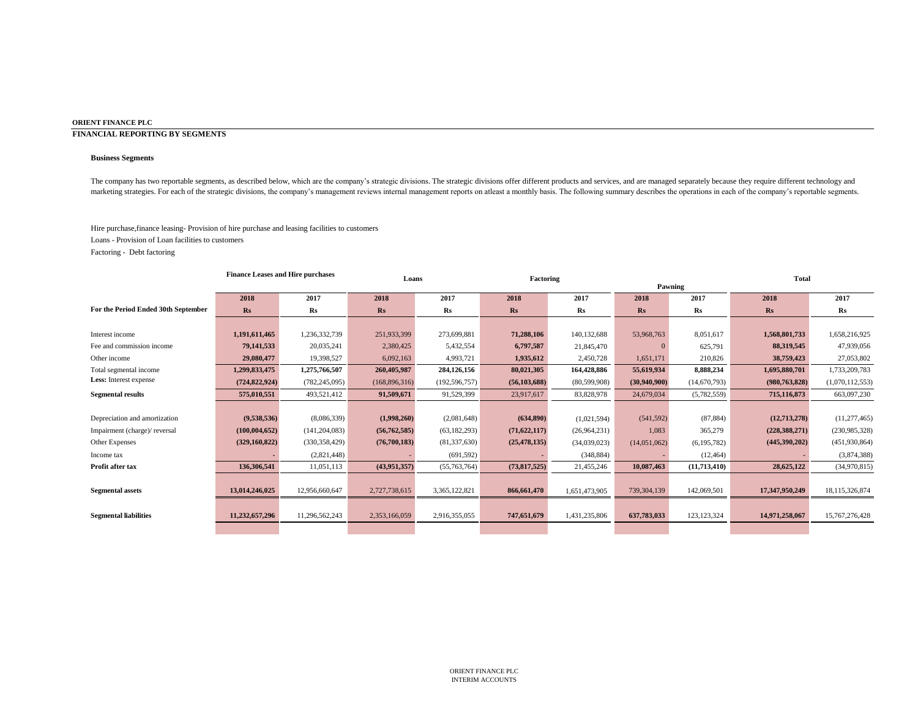**ORIENT FINANCE PLC**

**FINANCIAL REPORTING BY SEGMENTS**

**Business Segments**

The company has two reportable segments, as described below, which are the company's strategic divisions. The strategic divisions offer different products and services, and are managed separately because they require different technology and marketing strategies. For each of the strategic divisions, the company's management reviews internal management reports on atleast a monthly basis. The following summary describes the operations in each of the company's reportable segments.

Hire purchase,finance leasing- Provision of hire purchase and leasing facilities to customers

Loans - Provision of Loan facilities to customers

Factoring - Debt factoring

| | **Finance Leases and Hire purchases** | | **Loans** | | **Factoring** | | **Pawning** | | **Total** | |
|---|---|---|---|---|---|---|---|---|---|---|
| | **2018** | **2017** | **2018** | **2017** | **2018** | **2017** | **2018** | **2017** | **2018** | **2017** |
| **For the Period Ended 30th September** | **Rs** | **Rs** | **Rs** | **Rs** | **Rs** | **Rs** | **Rs** | **Rs** | **Rs** | **Rs** |
| Interest income | **1,191,611,465** | 1,236,332,739 | 251,933,399 | 273,699,881 | **71,288,106** | 140,132,688 | 53,968,763 | 8,051,617 | **1,568,801,733** | 1,658,216,925 |
| Fee and commission income | **79,141,533** | 20,035,241 | 2,380,425 | 5,432,554 | **6,797,587** | 21,845,470 | 0 | 625,791 | **88,319,545** | 47,939,056 |
| Other income | **29,080,477** | 19,398,527 | 6,092,163 | 4,993,721 | **1,935,612** | 2,450,728 | 1,651,171 | 210,826 | **38,759,423** | 27,053,802 |
| Total segmental income | **1,299,833,475** | **1,275,766,507** | **260,405,987** | **284,126,156** | **80,021,305** | **164,428,886** | **55,619,934** | **8,888,234** | **1,695,880,701** | 1,733,209,783 |
| **Less:** Interest expense | **(724,822,924)** | (782,245,095) | (168,896,316) | (192,596,757) | **(56,103,688)** | (80,599,908) | **(30,940,900)** | (14,670,793) | **(980,763,828)** | (1,070,112,553) |
| **Segmental results** | **575,010,551** | 493,521,412 | **91,509,671** | 91,529,399 | 23,917,617 | 83,828,978 | 24,679,034 | (5,782,559) | **715,116,873** | 663,097,230 |
| Depreciation and amortization | **(9,538,536)** | (8,086,339) | **(1,998,260)** | (2,081,648) | **(634,890)** | (1,021,594) | (541,592) | (87,884) | **(12,713,278)** | (11,277,465) |
| Impairment (charge)/ reversal | **(100,004,652)** | (141,204,083) | **(56,762,585)** | (63,182,293) | **(71,622,117)** | (26,964,231) | 1,083 | 365,279 | **(228,388,271)** | (230,985,328) |
| Other Expenses | **(329,160,822)** | (330,358,429) | **(76,700,183)** | (81,337,630) | **(25,478,135)** | (34,039,023) | (14,051,062) | (6,195,782) | **(445,390,202)** | (451,930,864) |
| Income tax | - | (2,821,448) | - | (691,592) | - | (348,884) | - | (12,464) | - | (3,874,388) |
| **Profit after tax** | **136,306,541** | 11,051,113 | **(43,951,357)** | (55,763,764) | **(73,817,525)** | 21,455,246 | **10,087,463** | **(11,713,410)** | **28,625,122** | (34,970,815) |
| **Segmental assets** | **13,014,246,025** | 12,956,660,647 | 2,727,738,615 | 3,365,122,821 | **866,661,470** | 1,651,473,905 | 739,304,139 | 142,069,501 | **17,347,950,249** | 18,115,326,874 |
| **Segmental liabilities** | **11,232,657,296** | 11,296,562,243 | 2,353,166,059 | 2,916,355,055 | **747,651,679** | 1,431,235,806 | **637,783,033** | 123,123,324 | **14,971,258,067** | 15,767,276,428 |